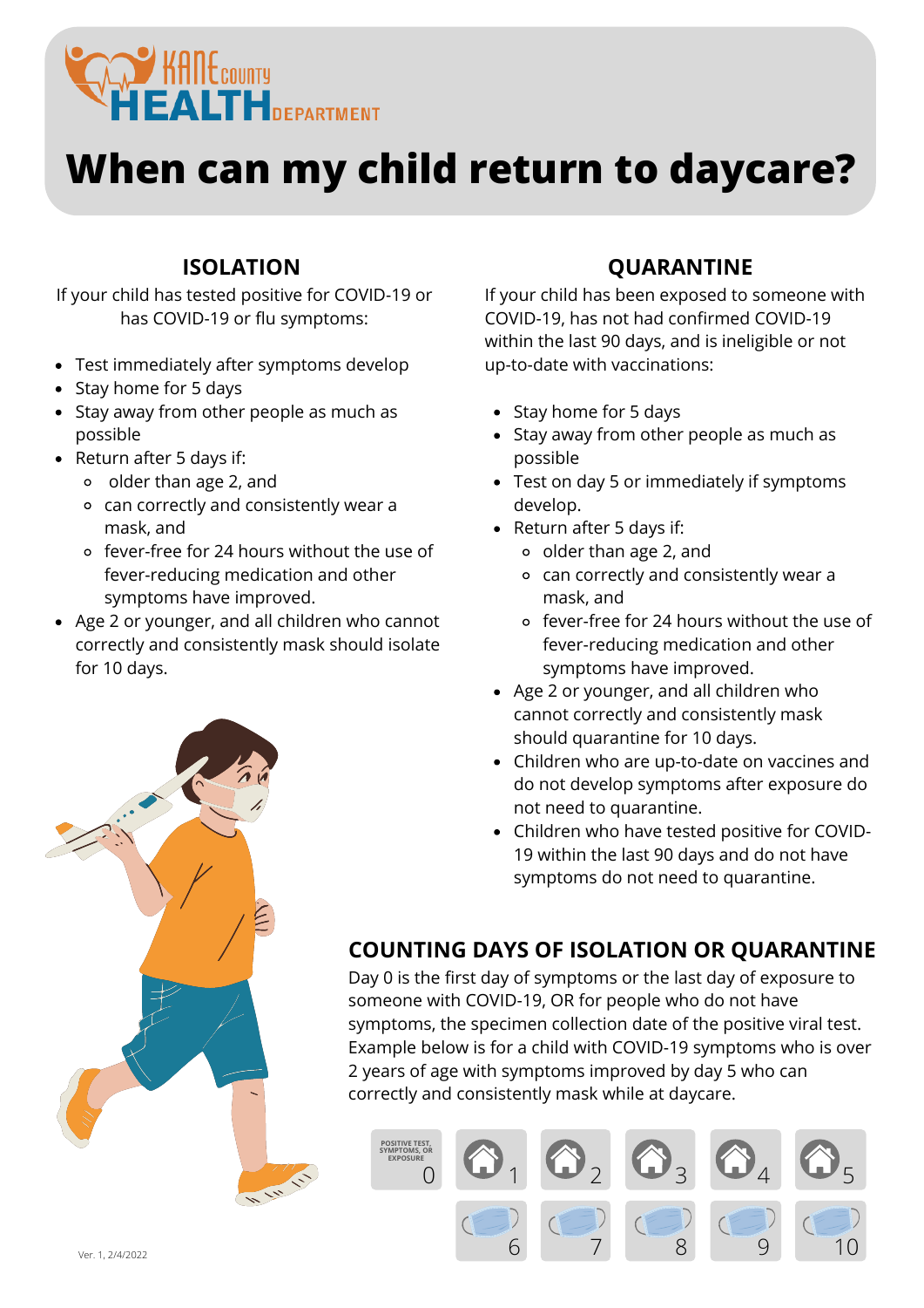Kane County HEALTH DEPARTMENT

# When can my child return to daycare?

## ISOLATION

If your child has tested positive for COVID-19 or has COVID-19 or flu symptoms:

- Test immediately after symptoms develop
- Stay home for 5 days
- Stay away from other people as much as possible
- Return after 5 days if:
  - older than age 2, and
  - can correctly and consistently wear a mask, and
  - fever-free for 24 hours without the use of fever-reducing medication and other symptoms have improved.
- Age 2 or younger, and all children who cannot correctly and consistently mask should isolate for 10 days.

## QUARANTINE

If your child has been exposed to someone with COVID-19, has not had confirmed COVID-19 within the last 90 days, and is ineligible or not up-to-date with vaccinations:

- Stay home for 5 days
- Stay away from other people as much as possible
- Test on day 5 or immediately if symptoms develop.
- Return after 5 days if:
  - older than age 2, and
  - can correctly and consistently wear a mask, and
  - fever-free for 24 hours without the use of fever-reducing medication and other symptoms have improved.
- Age 2 or younger, and all children who cannot correctly and consistently mask should quarantine for 10 days.
- Children who are up-to-date on vaccines and do not develop symptoms after exposure do not need to quarantine.
- Children who have tested positive for COVID-19 within the last 90 days and do not have symptoms do not need to quarantine.

## COUNTING DAYS OF ISOLATION OR QUARANTINE

Day 0 is the first day of symptoms or the last day of exposure to someone with COVID-19, OR for people who do not have symptoms, the specimen collection date of the positive viral test. Example below is for a child with COVID-19 symptoms who is over 2 years of age with symptoms improved by day 5 who can correctly and consistently mask while at daycare.

| POSITIVE TEST, SYMPTOMS, OR EXPOSURE 0 | 1 | 2 | 3 | 4 | 5 |
|---|---|---|---|---|---|
| | 6 | 7 | 8 | 9 | 10 |

Ver. 1, 2/4/2022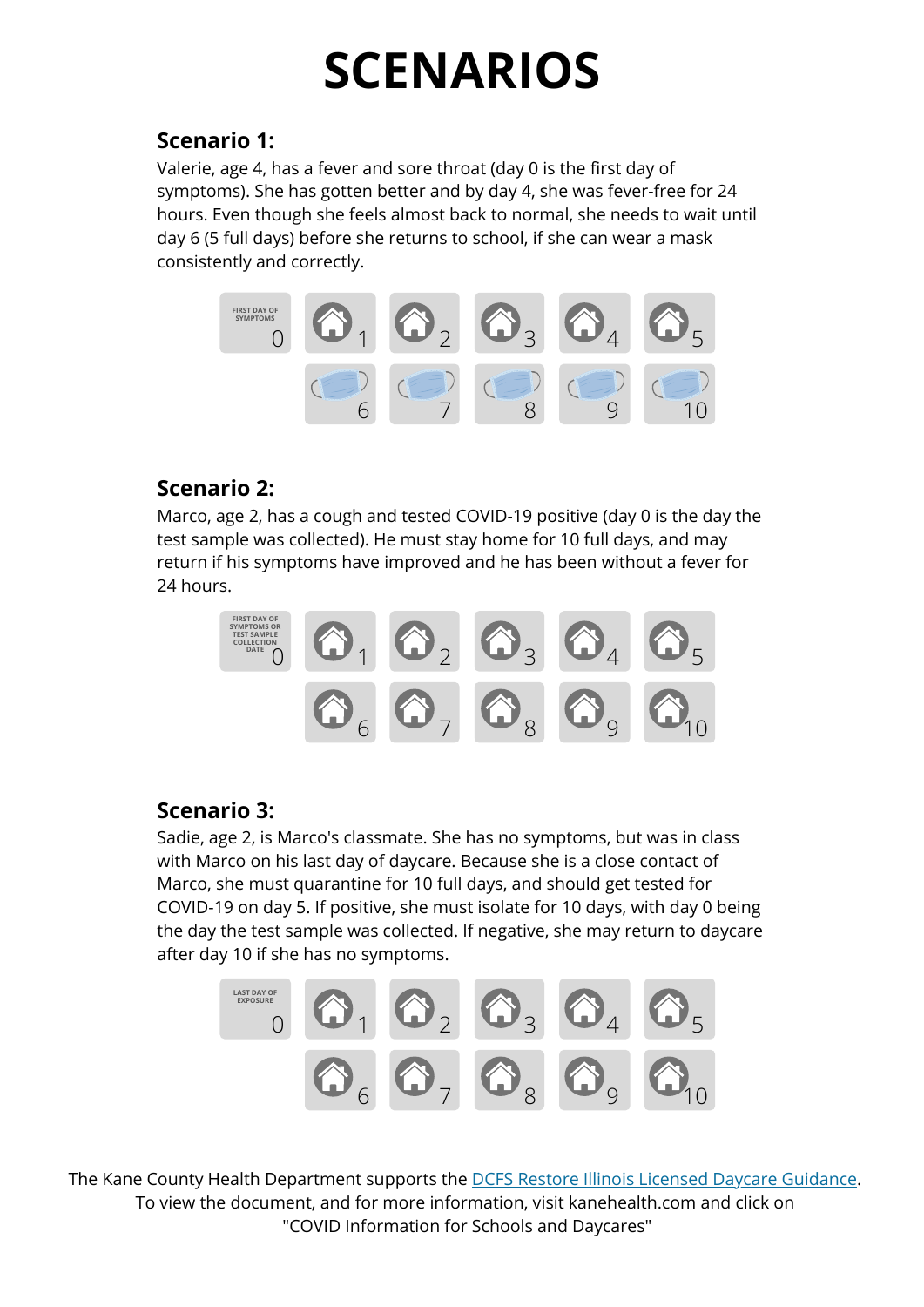# SCENARIOS

### Scenario 1:

Valerie, age 4, has a fever and sore throat (day 0 is the first day of symptoms). She has gotten better and by day 4, she was fever-free for 24 hours. Even though she feels almost back to normal, she needs to wait until day 6 (5 full days) before she returns to school, if she can wear a mask consistently and correctly.

FIRST DAY OF SYMPTOMS 0

1 2 3 4 5

6 7 8 9 10

### Scenario 2:

Marco, age 2, has a cough and tested COVID-19 positive (day 0 is the day the test sample was collected). He must stay home for 10 full days, and may return if his symptoms have improved and he has been without a fever for 24 hours.

FIRST DAY OF SYMPTOMS OR TEST SAMPLE COLLECTION DATE 0

1 2 3 4 5

6 7 8 9 10

### Scenario 3:

Sadie, age 2, is Marco's classmate. She has no symptoms, but was in class with Marco on his last day of daycare. Because she is a close contact of Marco, she must quarantine for 10 full days, and should get tested for COVID-19 on day 5. If positive, she must isolate for 10 days, with day 0 being the day the test sample was collected. If negative, she may return to daycare after day 10 if she has no symptoms.

LAST DAY OF EXPOSURE 0

1 2 3 4 5

6 7 8 9 10

The Kane County Health Department supports the [DCFS Restore Illinois Licensed Daycare Guidance](). To view the document, and for more information, visit kanehealth.com and click on "COVID Information for Schools and Daycares"